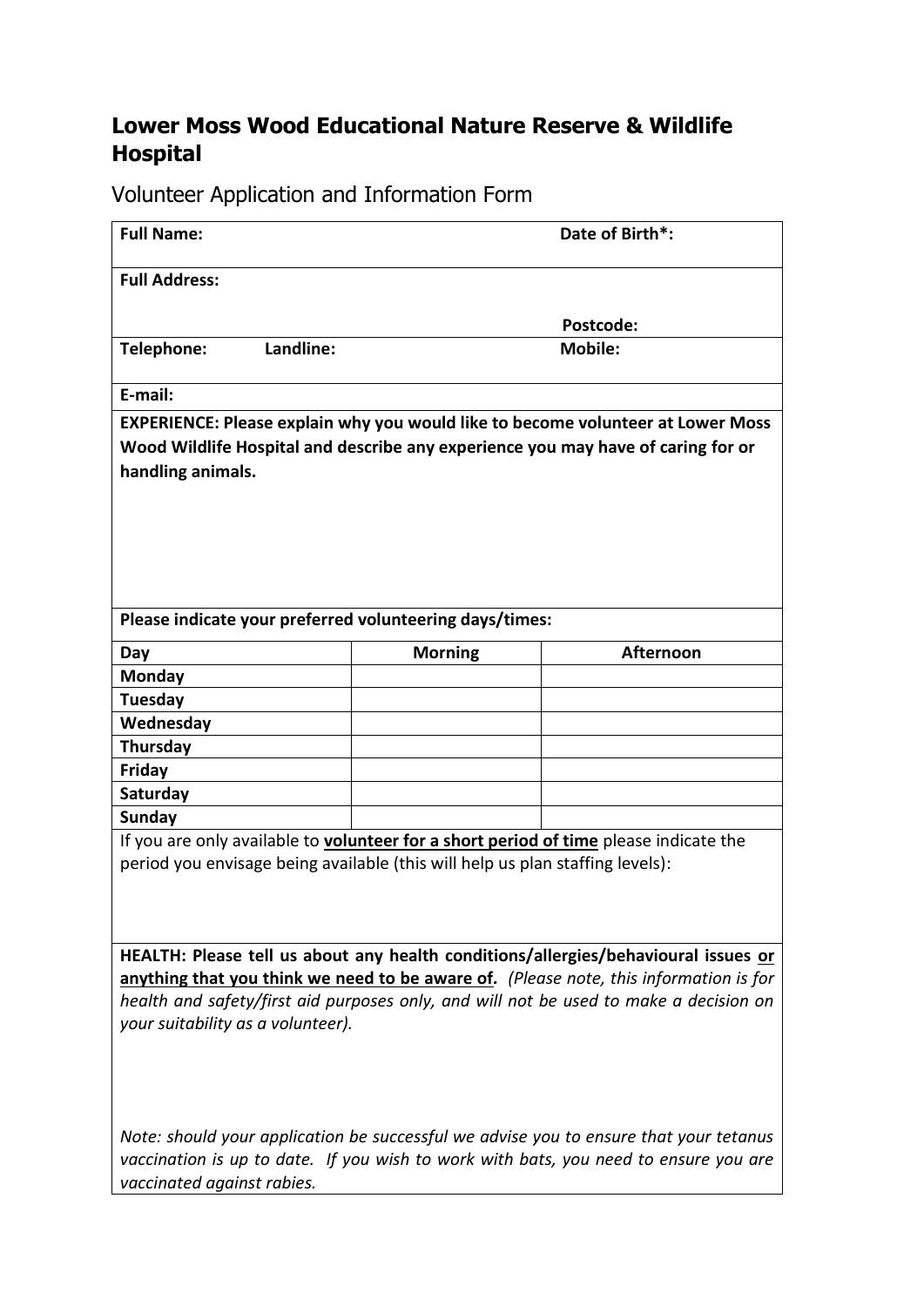# Lower Moss Wood Educational Nature Reserve & Wildlife Hospital

## Volunteer Application and Information Form

**Full Name:** 

**Date of Birth*:** 

**Full Address:** 

**Postcode:** 

**Telephone:** **Landline:** 

**Mobile:** 

**E-mail:** 

**EXPERIENCE: Please explain why you would like to become volunteer at Lower Moss Wood Wildlife Hospital and describe any experience you may have of caring for or handling animals.**

**Please indicate your preferred volunteering days/times:**

| Day | Morning | Afternoon |
|---|---|---|
| **Monday** | | |
| **Tuesday** | | |
| **Wednesday** | | |
| **Thursday** | | |
| **Friday** | | |
| **Saturday** | | |
| **Sunday** | | |

If you are only available to **volunteer for a short period of time** please indicate the period you envisage being available (this will help us plan staffing levels):

**HEALTH: Please tell us about any health conditions/allergies/behavioural issues or anything that you think we need to be aware of.** *(Please note, this information is for health and safety/first aid purposes only, and will not be used to make a decision on your suitability as a volunteer).*

*Note: should your application be successful we advise you to ensure that your tetanus vaccination is up to date. If you wish to work with bats, you need to ensure you are vaccinated against rabies.*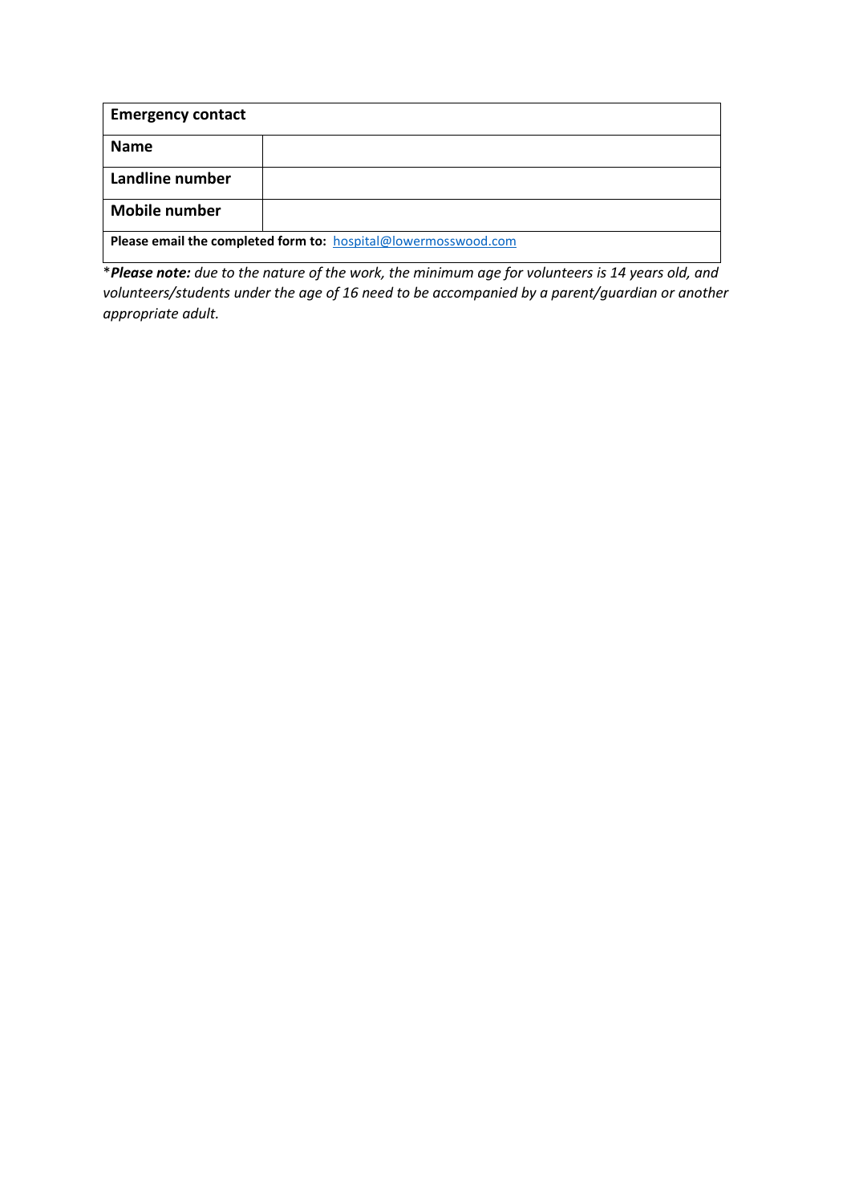| Emergency contact | |
|---|---|
| **Name** | |
| **Landline number** | |
| **Mobile number** | |
| **Please email the completed form to:** hospital@lowermosswood.com | |

**Please note:** *due to the nature of the work, the minimum age for volunteers is 14 years old, and volunteers/students under the age of 16 need to be accompanied by a parent/guardian or another appropriate adult.*